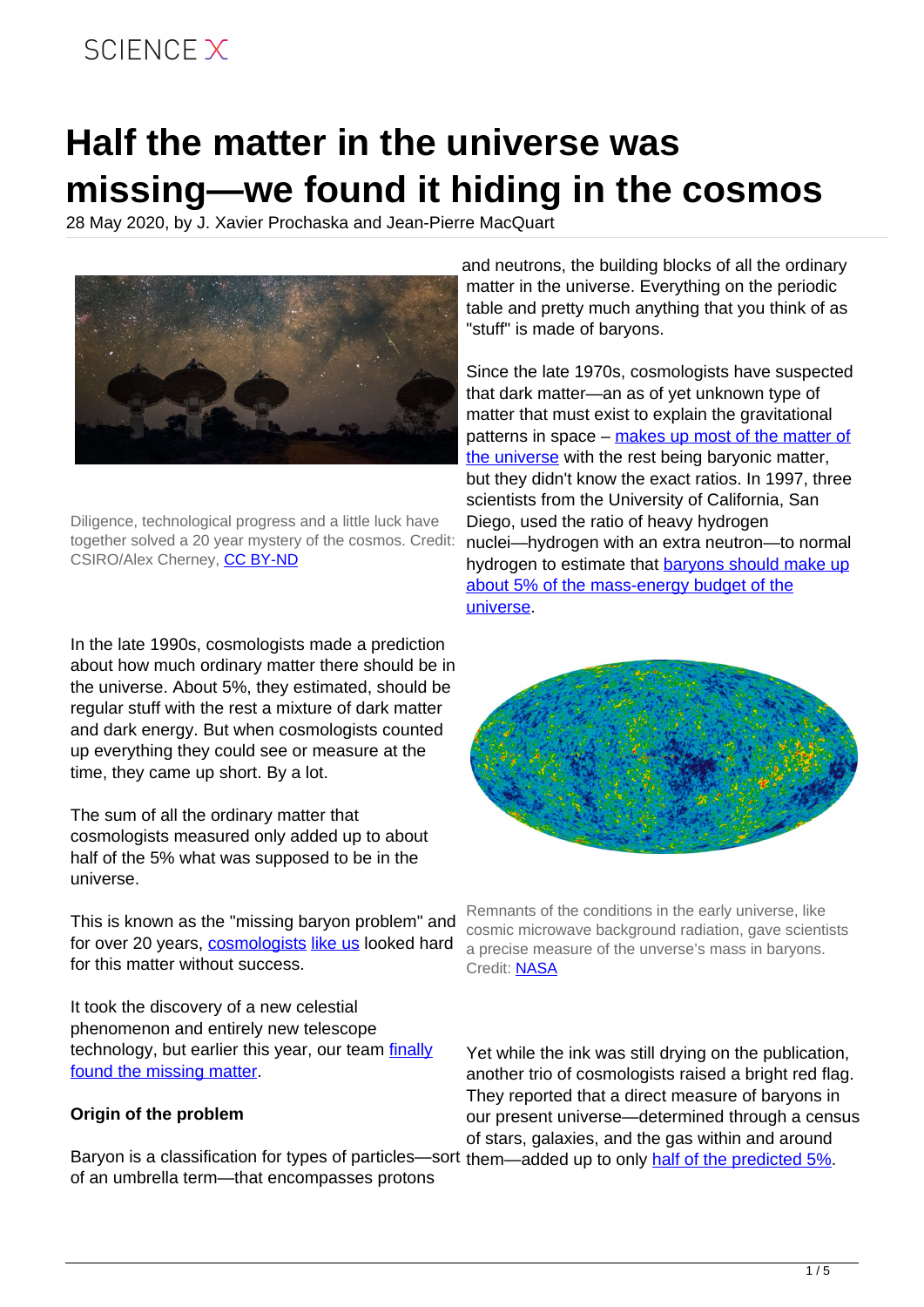# Half the matter in the universe was missing—we found it hiding in the cosmos

28 May 2020, by J. Xavier Prochaska and Jean-Pierre MacQuart

Diligence, technological progress and a little luck have together solved a 20 year mystery of the cosmos. Credit: CSIRO/Alex Cherney, CC BY-ND

In the late 1990s, cosmologists made a prediction about how much ordinary matter there should be in the universe. About 5%, they estimated, should be regular stuff with the rest a mixture of dark matter and dark energy. But when cosmologists counted up everything they could see or measure at the time, they came up short. By a lot.

The sum of all the ordinary matter that cosmologists measured only added up to about half of the 5% what was supposed to be in the universe.

This is known as the "missing baryon problem" and for over 20 years, cosmologists like us looked hard for this matter without success.

It took the discovery of a new celestial phenomenon and entirely new telescope technology, but earlier this year, our team finally found the missing matter.

**Origin of the problem**

Baryon is a classification for types of particles—sort of an umbrella term—that encompasses protons and neutrons, the building blocks of all the ordinary matter in the universe. Everything on the periodic table and pretty much anything that you think of as "stuff" is made of baryons.

Since the late 1970s, cosmologists have suspected that dark matter—an as of yet unknown type of matter that must exist to explain the gravitational patterns in space – makes up most of the matter of the universe with the rest being baryonic matter, but they didn't know the exact ratios. In 1997, three scientists from the University of California, San Diego, used the ratio of heavy hydrogen nuclei—hydrogen with an extra neutron—to normal hydrogen to estimate that baryons should make up about 5% of the mass-energy budget of the universe.

Remnants of the conditions in the early universe, like cosmic microwave background radiation, gave scientists a precise measure of the unverse's mass in baryons. Credit: NASA

Yet while the ink was still drying on the publication, another trio of cosmologists raised a bright red flag. They reported that a direct measure of baryons in our present universe—determined through a census of stars, galaxies, and the gas within and around them—added up to only half of the predicted 5%.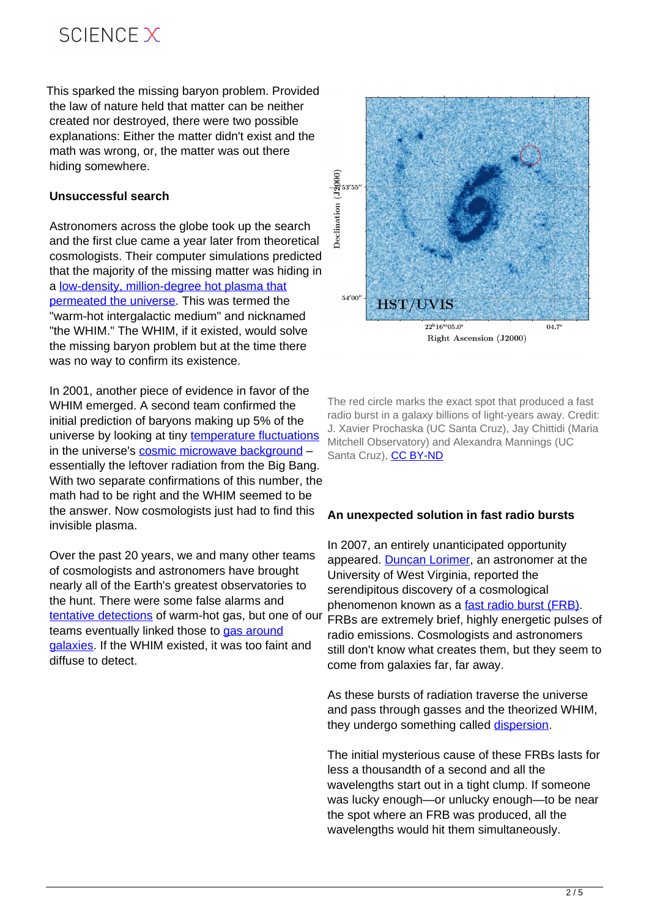This sparked the missing baryon problem. Provided the law of nature held that matter can be neither created nor destroyed, there were two possible explanations: Either the matter didn't exist and the math was wrong, or, the matter was out there hiding somewhere.

**Unsuccessful search**

Astronomers across the globe took up the search and the first clue came a year later from theoretical cosmologists. Their computer simulations predicted that the majority of the missing matter was hiding in a low-density, million-degree hot plasma that permeated the universe. This was termed the "warm-hot intergalactic medium" and nicknamed "the WHIM." The WHIM, if it existed, would solve the missing baryon problem but at the time there was no way to confirm its existence.

In 2001, another piece of evidence in favor of the WHIM emerged. A second team confirmed the initial prediction of baryons making up 5% of the universe by looking at tiny temperature fluctuations in the universe's cosmic microwave background – essentially the leftover radiation from the Big Bang. With two separate confirmations of this number, the math had to be right and the WHIM seemed to be the answer. Now cosmologists just had to find this invisible plasma.

Over the past 20 years, we and many other teams of cosmologists and astronomers have brought nearly all of the Earth's greatest observatories to the hunt. There were some false alarms and tentative detections of warm-hot gas, but one of our teams eventually linked those to gas around galaxies. If the WHIM existed, it was too faint and diffuse to detect.

The red circle marks the exact spot that produced a fast radio burst in a galaxy billions of light-years away. Credit: J. Xavier Prochaska (UC Santa Cruz), Jay Chittidi (Maria Mitchell Observatory) and Alexandra Mannings (UC Santa Cruz), CC BY-ND

**An unexpected solution in fast radio bursts**

In 2007, an entirely unanticipated opportunity appeared. Duncan Lorimer, an astronomer at the University of West Virginia, reported the serendipitous discovery of a cosmological phenomenon known as a fast radio burst (FRB). FRBs are extremely brief, highly energetic pulses of radio emissions. Cosmologists and astronomers still don't know what creates them, but they seem to come from galaxies far, far away.

As these bursts of radiation traverse the universe and pass through gasses and the theorized WHIM, they undergo something called dispersion.

The initial mysterious cause of these FRBs lasts for less a thousandth of a second and all the wavelengths start out in a tight clump. If someone was lucky enough—or unlucky enough—to be near the spot where an FRB was produced, all the wavelengths would hit them simultaneously.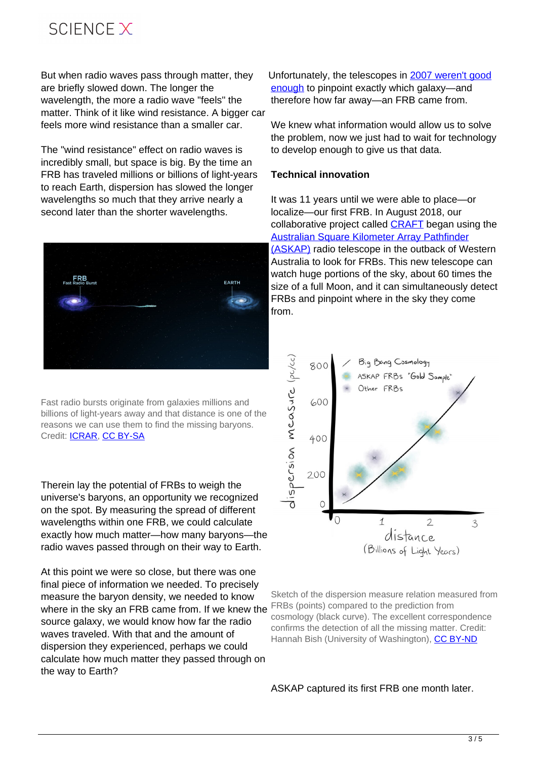But when radio waves pass through matter, they are briefly slowed down. The longer the wavelength, the more a radio wave "feels" the matter. Think of it like wind resistance. A bigger car feels more wind resistance than a smaller car.

The "wind resistance" effect on radio waves is incredibly small, but space is big. By the time an FRB has traveled millions or billions of light-years to reach Earth, dispersion has slowed the longer wavelengths so much that they arrive nearly a second later than the shorter wavelengths.

Fast radio bursts originate from galaxies millions and billions of light-years away and that distance is one of the reasons we can use them to find the missing baryons. Credit: ICRAR, CC BY-SA

Therein lay the potential of FRBs to weigh the universe's baryons, an opportunity we recognized on the spot. By measuring the spread of different wavelengths within one FRB, we could calculate exactly how much matter—how many baryons—the radio waves passed through on their way to Earth.

At this point we were so close, but there was one final piece of information we needed. To precisely measure the baryon density, we needed to know where in the sky an FRB came from. If we knew the source galaxy, we would know how far the radio waves traveled. With that and the amount of dispersion they experienced, perhaps we could calculate how much matter they passed through on the way to Earth?

Unfortunately, the telescopes in 2007 weren't good enough to pinpoint exactly which galaxy—and therefore how far away—an FRB came from.

We knew what information would allow us to solve the problem, now we just had to wait for technology to develop enough to give us that data.

**Technical innovation**

It was 11 years until we were able to place—or localize—our first FRB. In August 2018, our collaborative project called CRAFT began using the Australian Square Kilometer Array Pathfinder (ASKAP) radio telescope in the outback of Western Australia to look for FRBs. This new telescope can watch huge portions of the sky, about 60 times the size of a full Moon, and it can simultaneously detect FRBs and pinpoint where in the sky they come from.

Sketch of the dispersion measure relation measured from FRBs (points) compared to the prediction from cosmology (black curve). The excellent correspondence confirms the detection of all the missing matter. Credit: Hannah Bish (University of Washington), CC BY-ND

ASKAP captured its first FRB one month later.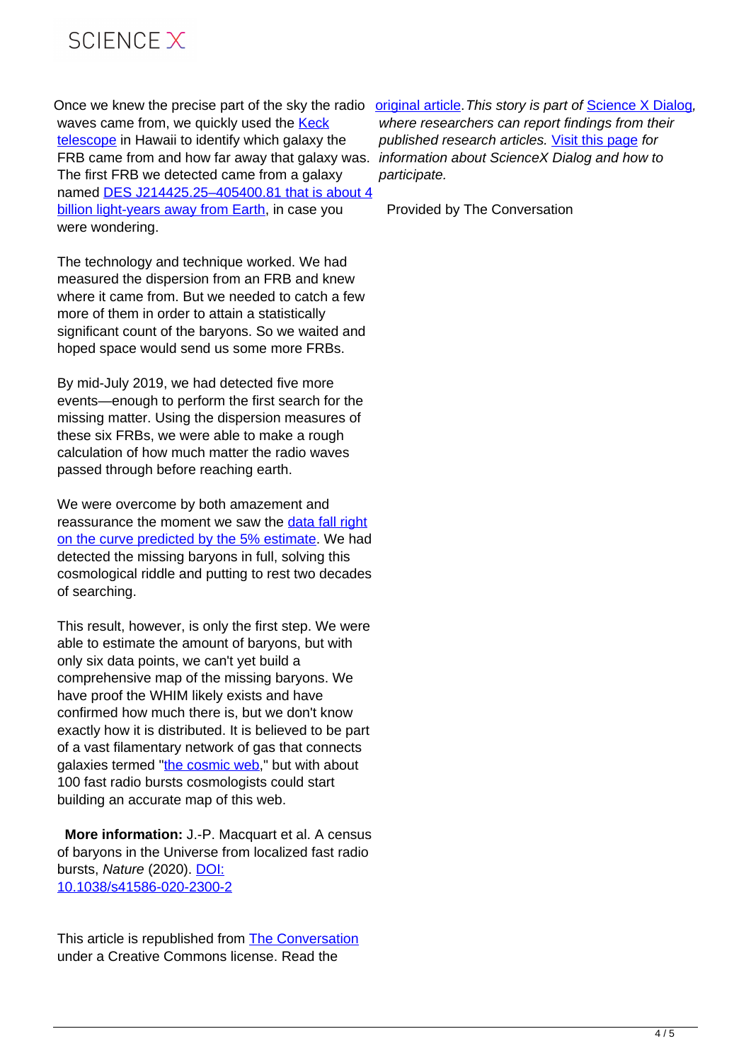Once we knew the precise part of the sky the radio waves came from, we quickly used the Keck telescope in Hawaii to identify which galaxy the FRB came from and how far away that galaxy was. The first FRB we detected came from a galaxy named DES J214425.25–405400.81 that is about 4 billion light-years away from Earth, in case you were wondering.

The technology and technique worked. We had measured the dispersion from an FRB and knew where it came from. But we needed to catch a few more of them in order to attain a statistically significant count of the baryons. So we waited and hoped space would send us some more FRBs.

By mid-July 2019, we had detected five more events—enough to perform the first search for the missing matter. Using the dispersion measures of these six FRBs, we were able to make a rough calculation of how much matter the radio waves passed through before reaching earth.

We were overcome by both amazement and reassurance the moment we saw the data fall right on the curve predicted by the 5% estimate. We had detected the missing baryons in full, solving this cosmological riddle and putting to rest two decades of searching.

This result, however, is only the first step. We were able to estimate the amount of baryons, but with only six data points, we can't yet build a comprehensive map of the missing baryons. We have proof the WHIM likely exists and have confirmed how much there is, but we don't know exactly how it is distributed. It is believed to be part of a vast filamentary network of gas that connects galaxies termed "the cosmic web," but with about 100 fast radio bursts cosmologists could start building an accurate map of this web.

**More information:** J.-P. Macquart et al. A census of baryons in the Universe from localized fast radio bursts, *Nature* (2020). DOI: 10.1038/s41586-020-2300-2

This article is republished from The Conversation under a Creative Commons license. Read the original article. *This story is part of* Science X Dialog, *where researchers can report findings from their published research articles.* Visit this page *for information about ScienceX Dialog and how to participate.*

Provided by The Conversation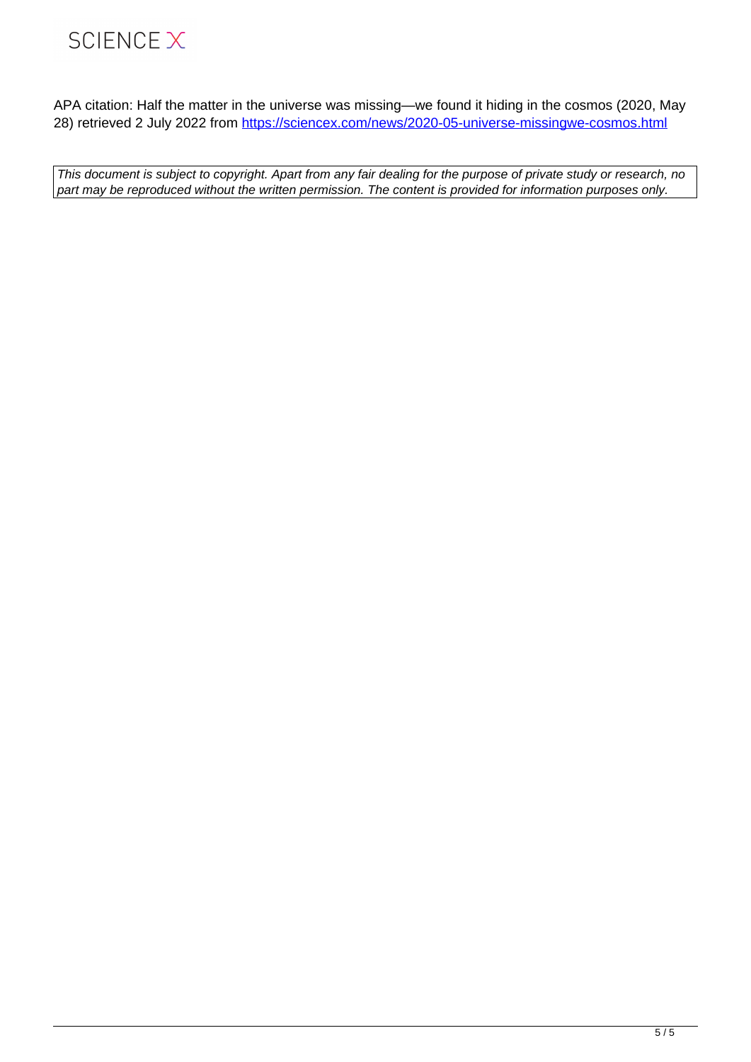APA citation: Half the matter in the universe was missing—we found it hiding in the cosmos (2020, May 28) retrieved 2 July 2022 from https://sciencex.com/news/2020-05-universe-missingwe-cosmos.html

*This document is subject to copyright. Apart from any fair dealing for the purpose of private study or research, no part may be reproduced without the written permission. The content is provided for information purposes only.*